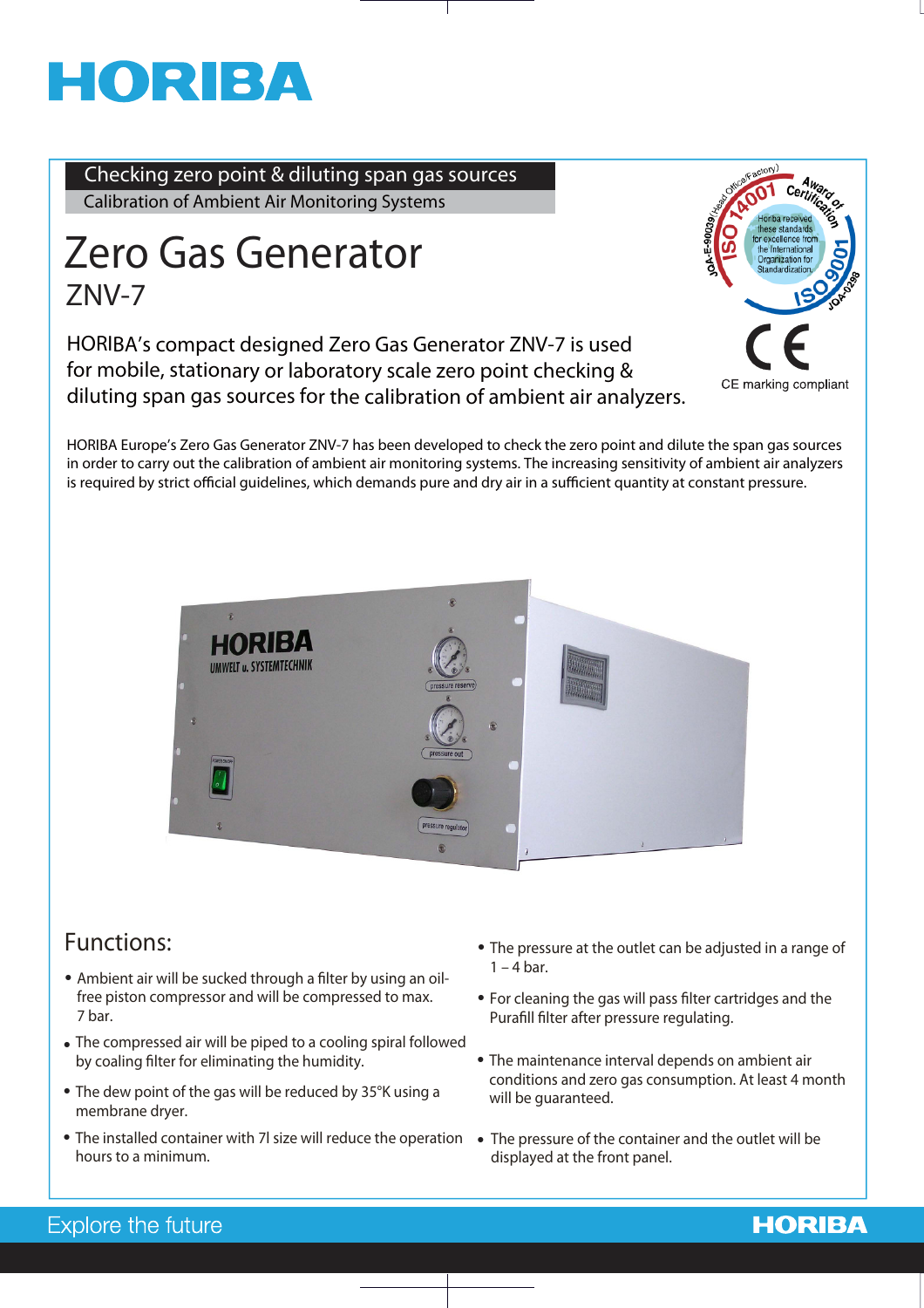# HORIBA

Checking zero point & diluting span gas sources

Calibration of Ambient Air Monitoring Systems

# Zero Gas Generator

## ZNV-7

HORIBA's compact designed Zero Gas Generator ZNV-7 is used for mobile, stationary or laboratory scale zero point checking & diluting span gas sources for the calibration of ambient air analyzers.

CE marking compliant

HORIBA Europe's Zero Gas Generator ZNV-7 has been developed to check the zero point and dilute the span gas sources in order to carry out the calibration of ambient air monitoring systems. The increasing sensitivity of ambient air analyzers is required by strict official guidelines, which demands pure and dry air in a sufficient quantity at constant pressure.

## Functions:

- Ambient air will be sucked through a filter by using an oil-free piston compressor and will be compressed to max. 7 bar.
- The compressed air will be piped to a cooling spiral followed by coaling filter for eliminating the humidity.
- The dew point of the gas will be reduced by 35°K using a membrane dryer.
- The installed container with 7l size will reduce the operation hours to a minimum.
- The pressure at the outlet can be adjusted in a range of 1 – 4 bar.
- For cleaning the gas will pass filter cartridges and the Purafill filter after pressure regulating.
- The maintenance interval depends on ambient air conditions and zero gas consumption. At least 4 month will be guaranteed.
- The pressure of the container and the outlet will be displayed at the front panel.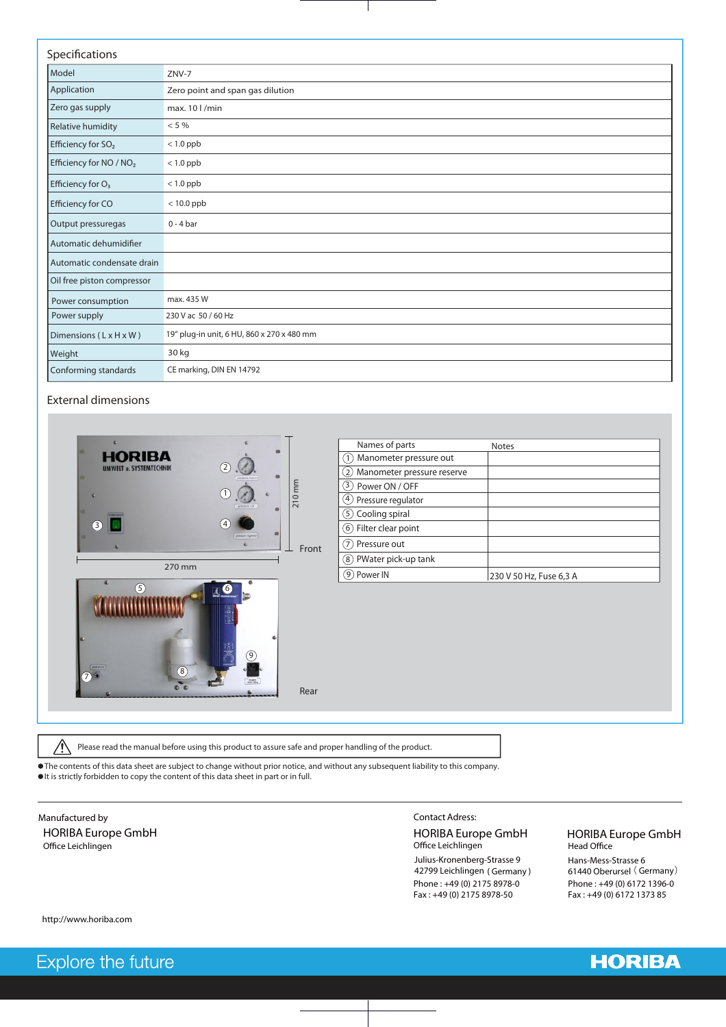## Specifications

| | |
|---|---|
| Model | ZNV-7 |
| Application | Zero point and span gas dilution |
| Zero gas supply | max. 10 l /min |
| Relative humidity | < 5 % |
| Efficiency for $SO_2$ | < 1.0 ppb |
| Efficiency for NO / $NO_2$ | < 1.0 ppb |
| Efficiency for $O_3$ | < 1.0 ppb |
| Efficiency for CO | < 10.0 ppb |
| Output pressuregas | 0 - 4 bar |
| Automatic dehumidifier | |
| Automatic condensate drain | |
| Oil free piston compressor | |
| Power consumption | max. 435 W |
| Power supply | 230 V ac 50 / 60 Hz |
| Dimensions ( L x H x W ) | 19" plug-in unit, 6 HU, 860 x 270 x 480 mm |
| Weight | 30 kg |
| Conforming standards | CE marking, DIN EN 14792 |

## External dimensions

HORIBA
UMWELT u. SYSTEMTECHNIK

210 mm

Front

270 mm

Rear

| Names of parts | Notes |
|---|---|
| ① Manometer pressure out | |
| ② Manometer pressure reserve | |
| ③ Power ON / OFF | |
| ④ Pressure regulator | |
| ⑤ Cooling spiral | |
| ⑥ Filter clear point | |
| ⑦ Pressure out | |
| ⑧ PWater pick-up tank | |
| ⑨ Power IN | 230 V 50 Hz, Fuse 6,3 A |

⚠ Please read the manual before using this product to assure safe and proper handling of the product.

- The contents of this data sheet are subject to change without prior notice, and without any subsequent liability to this company.
- It is strictly forbidden to copy the content of this data sheet in part or in full.

Manufactured by

HORIBA Europe GmbH
Office Leichlingen

Contact Adress:

HORIBA Europe GmbH
Office Leichlingen
Julius-Kronenberg-Strasse 9
42799 Leichlingen ( Germany )
Phone : +49 (0) 2175 8978-0
Fax : +49 (0) 2175 8978-50

HORIBA Europe GmbH
Head Office
Hans-Mess-Strasse 6
61440 Oberursel ( Germany )
Phone : +49 (0) 6172 1396-0
Fax : +49 (0) 6172 1373 85

http://www.horiba.com

Explore the future

HORIBA